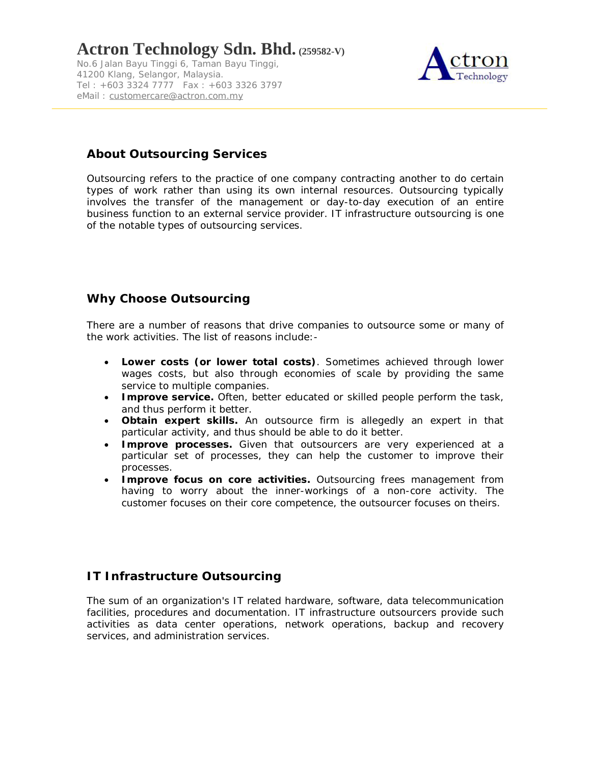# Actron Technology Sdn. Bhd. (259582-V)

No.6 Jalan Bayu Tinggi 6, Taman Bayu Tinggi,
41200 Klang, Selangor, Malaysia.
Tel : +603 3324 7777 Fax : +603 3326 3797
eMail : customercare@actron.com.my

## About Outsourcing Services

Outsourcing refers to the practice of one company contracting another to do certain types of work rather than using its own internal resources. Outsourcing typically involves the transfer of the management or day-to-day execution of an entire business function to an external service provider. IT infrastructure outsourcing is one of the notable types of outsourcing services.

## Why Choose Outsourcing

There are a number of reasons that drive companies to outsource some or many of the work activities. The list of reasons include:-

- **Lower costs (or lower total costs)**. Sometimes achieved through lower wages costs, but also through economies of scale by providing the same service to multiple companies.
- **Improve service.** Often, better educated or skilled people perform the task, and thus perform it better.
- **Obtain expert skills.** An outsource firm is allegedly an expert in that particular activity, and thus should be able to do it better.
- **Improve processes.** Given that outsourcers are very experienced at a particular set of processes, they can help the customer to improve their processes.
- **Improve focus on core activities.** Outsourcing frees management from having to worry about the inner-workings of a non-core activity. The customer focuses on their core competence, the outsourcer focuses on theirs.

## IT Infrastructure Outsourcing

The sum of an organization's IT related hardware, software, data telecommunication facilities, procedures and documentation. IT infrastructure outsourcers provide such activities as data center operations, network operations, backup and recovery services, and administration services.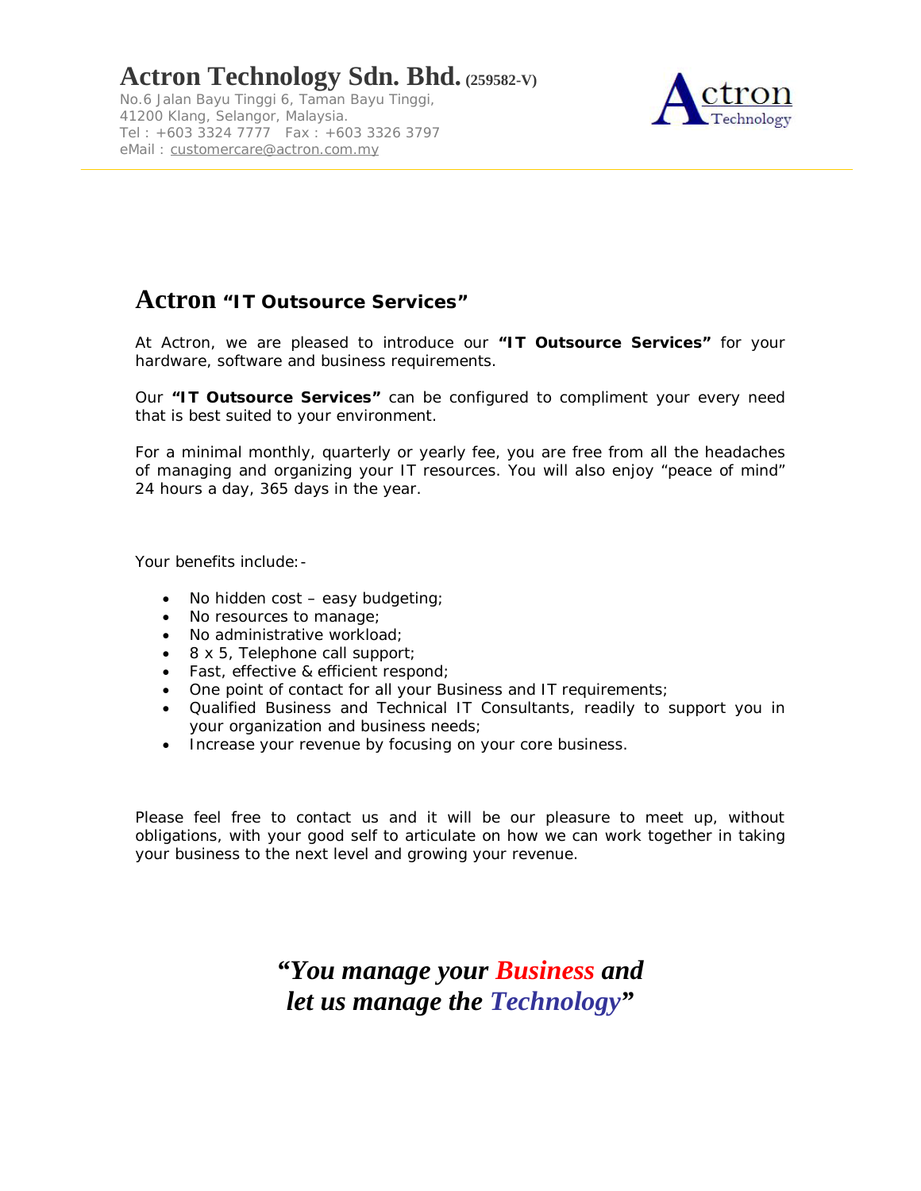# Actron Technology Sdn. Bhd. (259582-V)

No.6 Jalan Bayu Tinggi 6, Taman Bayu Tinggi,
41200 Klang, Selangor, Malaysia.
Tel : +603 3324 7777 Fax : +603 3326 3797
eMail : customercare@actron.com.my

## Actron "IT Outsource Services"

At Actron, we are pleased to introduce our **"IT Outsource Services"** for your hardware, software and business requirements.

Our **"IT Outsource Services"** can be configured to compliment your every need that is best suited to your environment.

For a minimal monthly, quarterly or yearly fee, you are free from all the headaches of managing and organizing your IT resources. You will also enjoy "peace of mind" 24 hours a day, 365 days in the year.

Your benefits include:-

- No hidden cost – easy budgeting;
- No resources to manage;
- No administrative workload;
- 8 x 5, Telephone call support;
- Fast, effective & efficient respond;
- One point of contact for all your Business and IT requirements;
- Qualified Business and Technical IT Consultants, readily to support you in your organization and business needs;
- Increase your revenue by focusing on your core business.

Please feel free to contact us and it will be our pleasure to meet up, without obligations, with your good self to articulate on how we can work together in taking your business to the next level and growing your revenue.

***"You manage your Business and let us manage the Technology"***